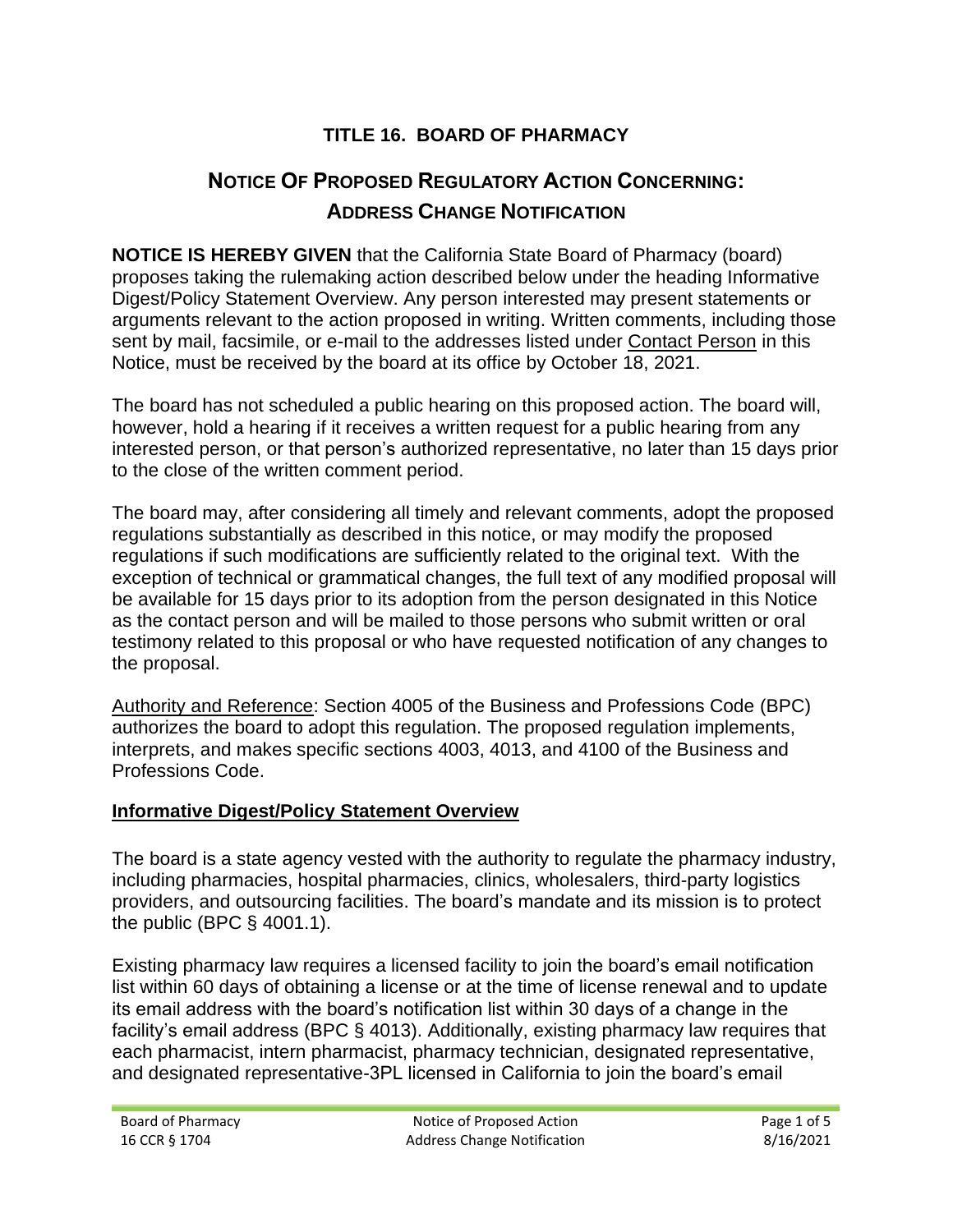# TITLE 16. BOARD OF PHARMACY

## NOTICE OF PROPOSED REGULATORY ACTION CONCERNING: ADDRESS CHANGE NOTIFICATION

**NOTICE IS HEREBY GIVEN** that the California State Board of Pharmacy (board) proposes taking the rulemaking action described below under the heading Informative Digest/Policy Statement Overview. Any person interested may present statements or arguments relevant to the action proposed in writing. Written comments, including those sent by mail, facsimile, or e-mail to the addresses listed under Contact Person in this Notice, must be received by the board at its office by October 18, 2021.

The board has not scheduled a public hearing on this proposed action. The board will, however, hold a hearing if it receives a written request for a public hearing from any interested person, or that person's authorized representative, no later than 15 days prior to the close of the written comment period.

The board may, after considering all timely and relevant comments, adopt the proposed regulations substantially as described in this notice, or may modify the proposed regulations if such modifications are sufficiently related to the original text. With the exception of technical or grammatical changes, the full text of any modified proposal will be available for 15 days prior to its adoption from the person designated in this Notice as the contact person and will be mailed to those persons who submit written or oral testimony related to this proposal or who have requested notification of any changes to the proposal.

Authority and Reference: Section 4005 of the Business and Professions Code (BPC) authorizes the board to adopt this regulation. The proposed regulation implements, interprets, and makes specific sections 4003, 4013, and 4100 of the Business and Professions Code.

**Informative Digest/Policy Statement Overview**

The board is a state agency vested with the authority to regulate the pharmacy industry, including pharmacies, hospital pharmacies, clinics, wholesalers, third-party logistics providers, and outsourcing facilities. The board's mandate and its mission is to protect the public (BPC § 4001.1).

Existing pharmacy law requires a licensed facility to join the board's email notification list within 60 days of obtaining a license or at the time of license renewal and to update its email address with the board's notification list within 30 days of a change in the facility's email address (BPC § 4013). Additionally, existing pharmacy law requires that each pharmacist, intern pharmacist, pharmacy technician, designated representative, and designated representative-3PL licensed in California to join the board's email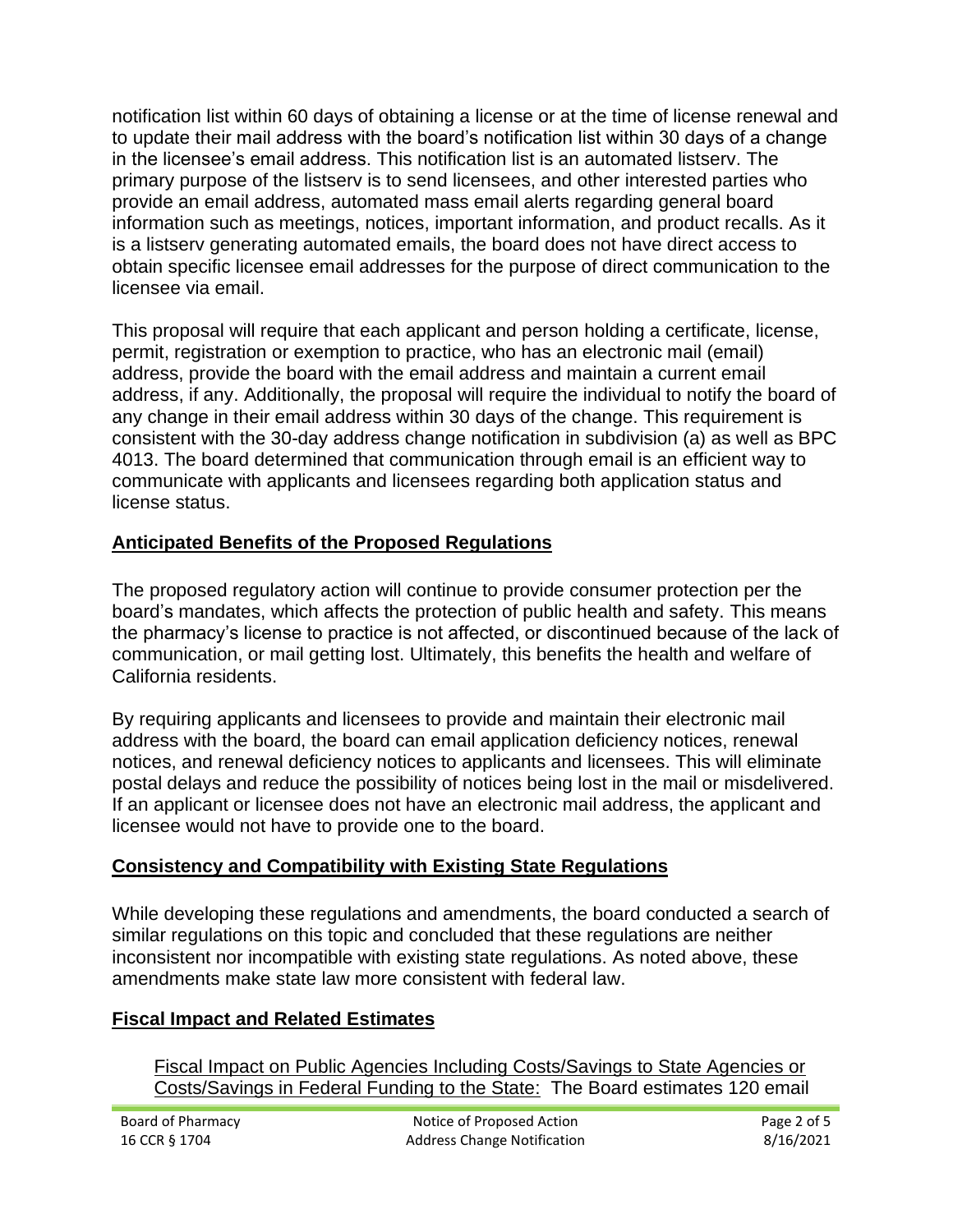notification list within 60 days of obtaining a license or at the time of license renewal and to update their mail address with the board's notification list within 30 days of a change in the licensee's email address. This notification list is an automated listserv. The primary purpose of the listserv is to send licensees, and other interested parties who provide an email address, automated mass email alerts regarding general board information such as meetings, notices, important information, and product recalls. As it is a listserv generating automated emails, the board does not have direct access to obtain specific licensee email addresses for the purpose of direct communication to the licensee via email.

This proposal will require that each applicant and person holding a certificate, license, permit, registration or exemption to practice, who has an electronic mail (email) address, provide the board with the email address and maintain a current email address, if any. Additionally, the proposal will require the individual to notify the board of any change in their email address within 30 days of the change. This requirement is consistent with the 30-day address change notification in subdivision (a) as well as BPC 4013. The board determined that communication through email is an efficient way to communicate with applicants and licensees regarding both application status and license status.

## Anticipated Benefits of the Proposed Regulations

The proposed regulatory action will continue to provide consumer protection per the board's mandates, which affects the protection of public health and safety. This means the pharmacy's license to practice is not affected, or discontinued because of the lack of communication, or mail getting lost. Ultimately, this benefits the health and welfare of California residents.

By requiring applicants and licensees to provide and maintain their electronic mail address with the board, the board can email application deficiency notices, renewal notices, and renewal deficiency notices to applicants and licensees. This will eliminate postal delays and reduce the possibility of notices being lost in the mail or misdelivered. If an applicant or licensee does not have an electronic mail address, the applicant and licensee would not have to provide one to the board.

## Consistency and Compatibility with Existing State Regulations

While developing these regulations and amendments, the board conducted a search of similar regulations on this topic and concluded that these regulations are neither inconsistent nor incompatible with existing state regulations. As noted above, these amendments make state law more consistent with federal law.

## Fiscal Impact and Related Estimates

Fiscal Impact on Public Agencies Including Costs/Savings to State Agencies or Costs/Savings in Federal Funding to the State: The Board estimates 120 email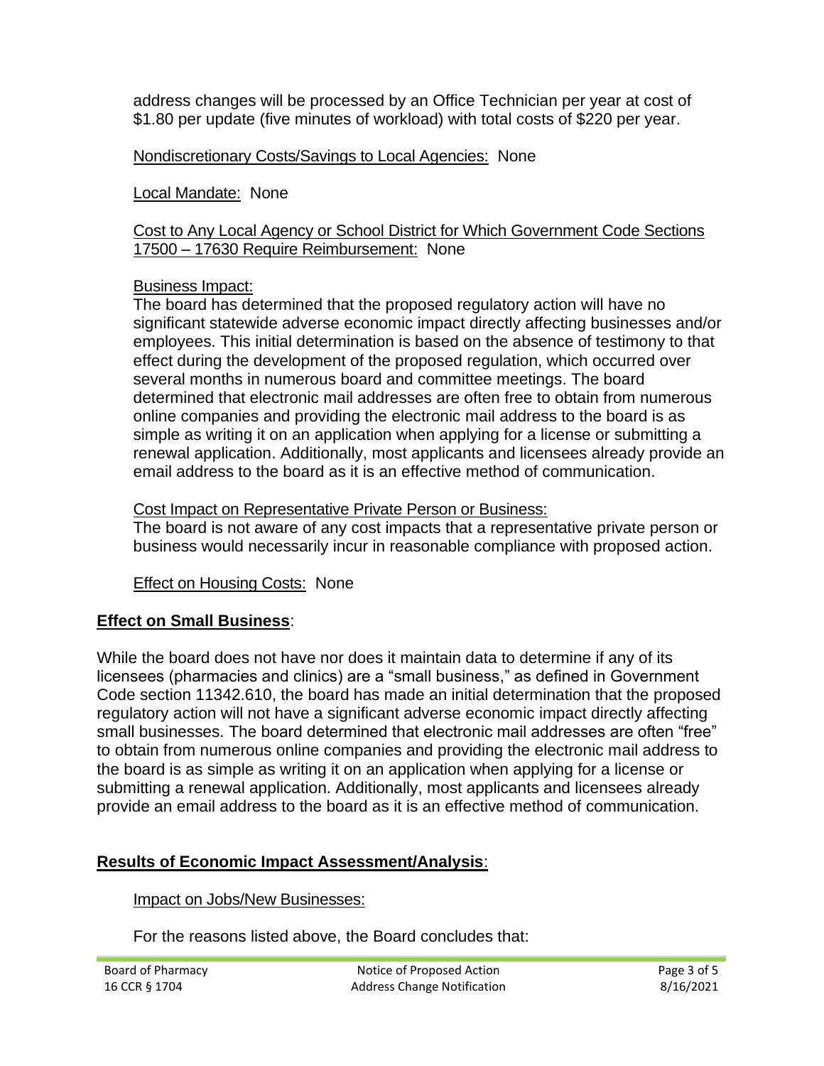address changes will be processed by an Office Technician per year at cost of $1.80 per update (five minutes of workload) with total costs of $220 per year.

Nondiscretionary Costs/Savings to Local Agencies: None

Local Mandate: None

Cost to Any Local Agency or School District for Which Government Code Sections 17500 – 17630 Require Reimbursement: None

Business Impact:
The board has determined that the proposed regulatory action will have no significant statewide adverse economic impact directly affecting businesses and/or employees. This initial determination is based on the absence of testimony to that effect during the development of the proposed regulation, which occurred over several months in numerous board and committee meetings. The board determined that electronic mail addresses are often free to obtain from numerous online companies and providing the electronic mail address to the board is as simple as writing it on an application when applying for a license or submitting a renewal application. Additionally, most applicants and licensees already provide an email address to the board as it is an effective method of communication.

Cost Impact on Representative Private Person or Business:
The board is not aware of any cost impacts that a representative private person or business would necessarily incur in reasonable compliance with proposed action.

Effect on Housing Costs: None

## Effect on Small Business:

While the board does not have nor does it maintain data to determine if any of its licensees (pharmacies and clinics) are a "small business," as defined in Government Code section 11342.610, the board has made an initial determination that the proposed regulatory action will not have a significant adverse economic impact directly affecting small businesses. The board determined that electronic mail addresses are often "free" to obtain from numerous online companies and providing the electronic mail address to the board is as simple as writing it on an application when applying for a license or submitting a renewal application. Additionally, most applicants and licensees already provide an email address to the board as it is an effective method of communication.

## Results of Economic Impact Assessment/Analysis:

Impact on Jobs/New Businesses:

For the reasons listed above, the Board concludes that: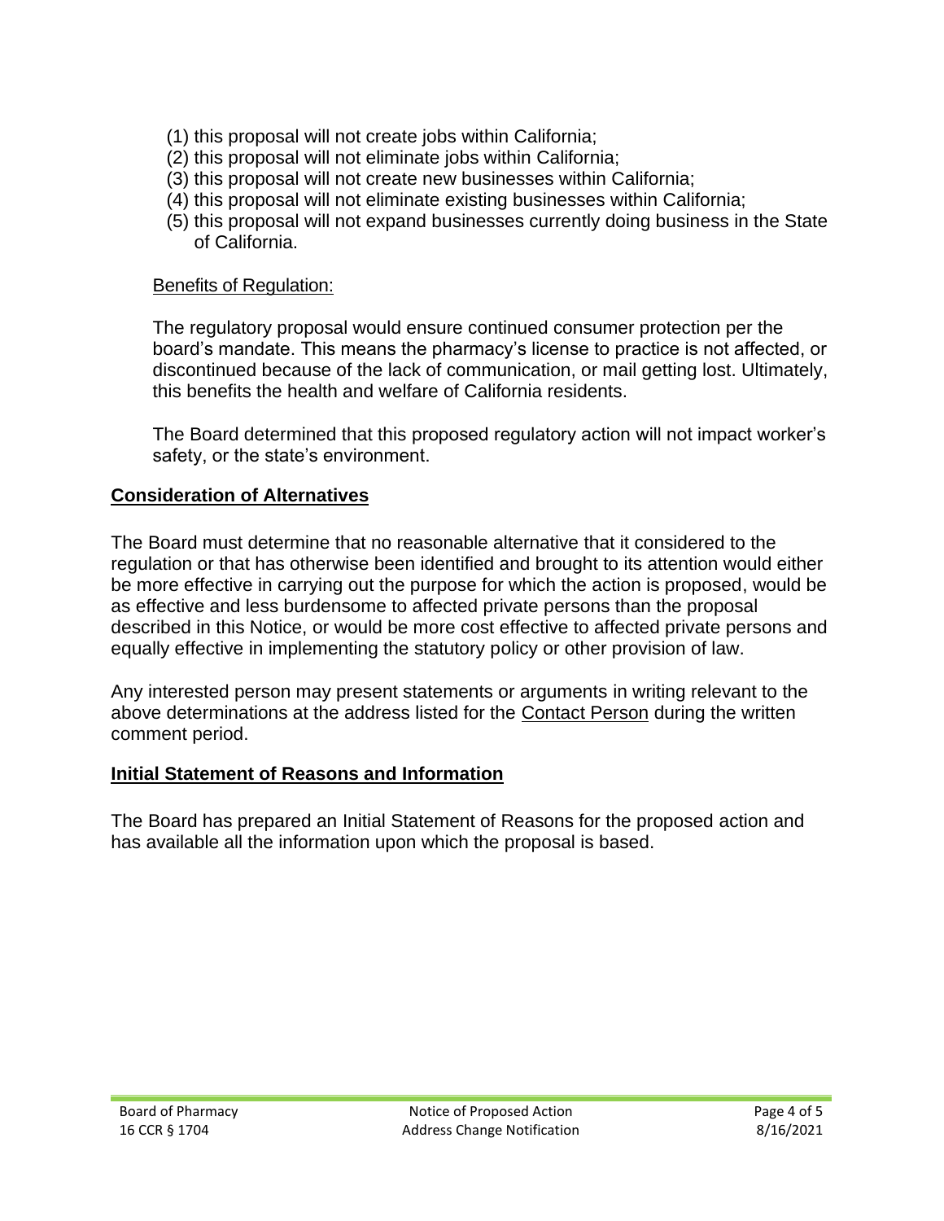(1) this proposal will not create jobs within California;
(2) this proposal will not eliminate jobs within California;
(3) this proposal will not create new businesses within California;
(4) this proposal will not eliminate existing businesses within California;
(5) this proposal will not expand businesses currently doing business in the State of California.

Benefits of Regulation:

The regulatory proposal would ensure continued consumer protection per the board's mandate. This means the pharmacy's license to practice is not affected, or discontinued because of the lack of communication, or mail getting lost. Ultimately, this benefits the health and welfare of California residents.

The Board determined that this proposed regulatory action will not impact worker's safety, or the state's environment.

## Consideration of Alternatives

The Board must determine that no reasonable alternative that it considered to the regulation or that has otherwise been identified and brought to its attention would either be more effective in carrying out the purpose for which the action is proposed, would be as effective and less burdensome to affected private persons than the proposal described in this Notice, or would be more cost effective to affected private persons and equally effective in implementing the statutory policy or other provision of law.

Any interested person may present statements or arguments in writing relevant to the above determinations at the address listed for the Contact Person during the written comment period.

## Initial Statement of Reasons and Information

The Board has prepared an Initial Statement of Reasons for the proposed action and has available all the information upon which the proposal is based.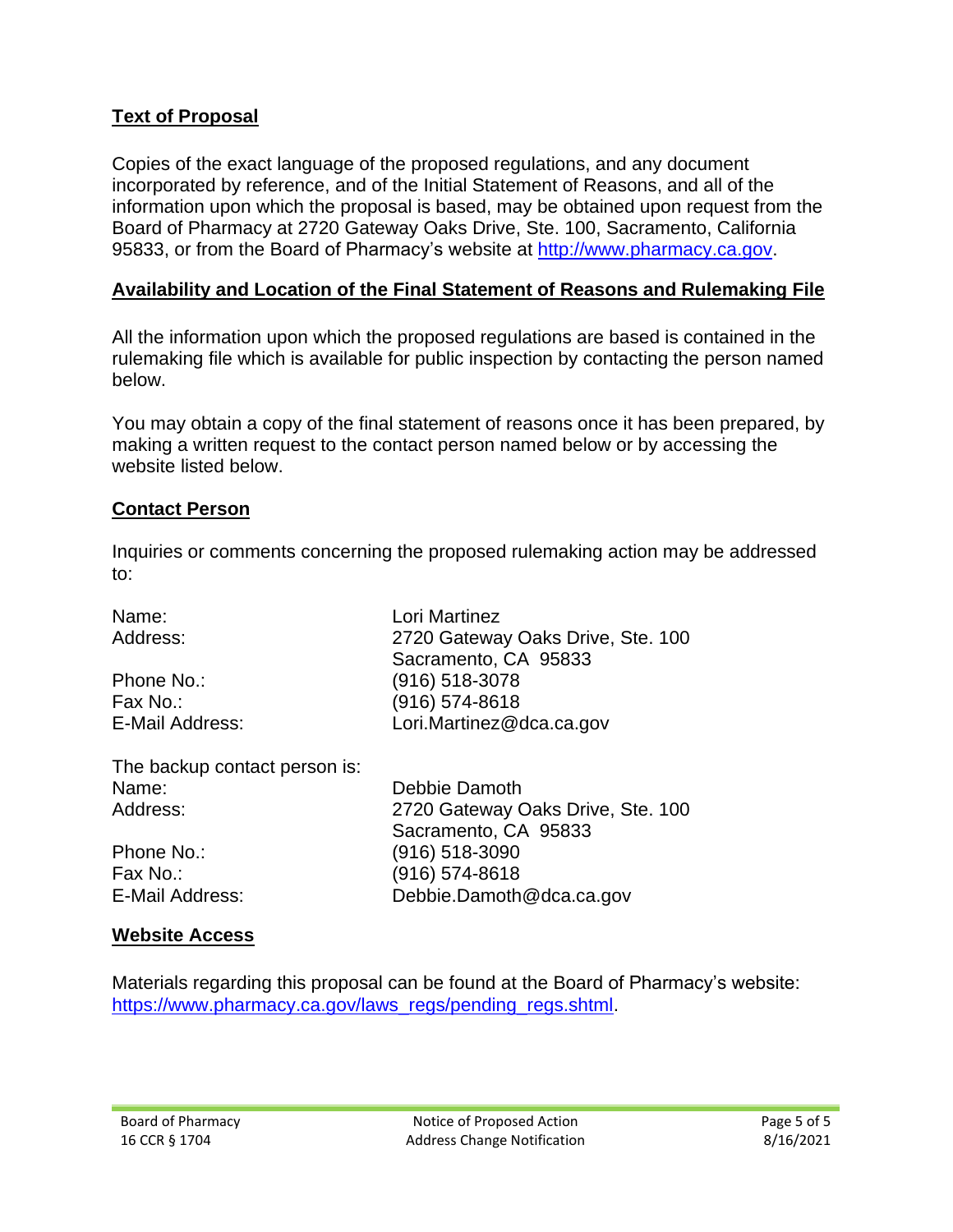## Text of Proposal

Copies of the exact language of the proposed regulations, and any document incorporated by reference, and of the Initial Statement of Reasons, and all of the information upon which the proposal is based, may be obtained upon request from the Board of Pharmacy at 2720 Gateway Oaks Drive, Ste. 100, Sacramento, California 95833, or from the Board of Pharmacy's website at http://www.pharmacy.ca.gov.

## Availability and Location of the Final Statement of Reasons and Rulemaking File

All the information upon which the proposed regulations are based is contained in the rulemaking file which is available for public inspection by contacting the person named below.

You may obtain a copy of the final statement of reasons once it has been prepared, by making a written request to the contact person named below or by accessing the website listed below.

## Contact Person

Inquiries or comments concerning the proposed rulemaking action may be addressed to:

| | |
|---|---|
| Name: | Lori Martinez |
| Address: | 2720 Gateway Oaks Drive, Ste. 100<br>Sacramento, CA 95833 |
| Phone No.: | (916) 518-3078 |
| Fax No.: | (916) 574-8618 |
| E-Mail Address: | Lori.Martinez@dca.ca.gov |

The backup contact person is:

| | |
|---|---|
| Name: | Debbie Damoth |
| Address: | 2720 Gateway Oaks Drive, Ste. 100<br>Sacramento, CA 95833 |
| Phone No.: | (916) 518-3090 |
| Fax No.: | (916) 574-8618 |
| E-Mail Address: | Debbie.Damoth@dca.ca.gov |

## Website Access

Materials regarding this proposal can be found at the Board of Pharmacy's website: https://www.pharmacy.ca.gov/laws_regs/pending_regs.shtml.